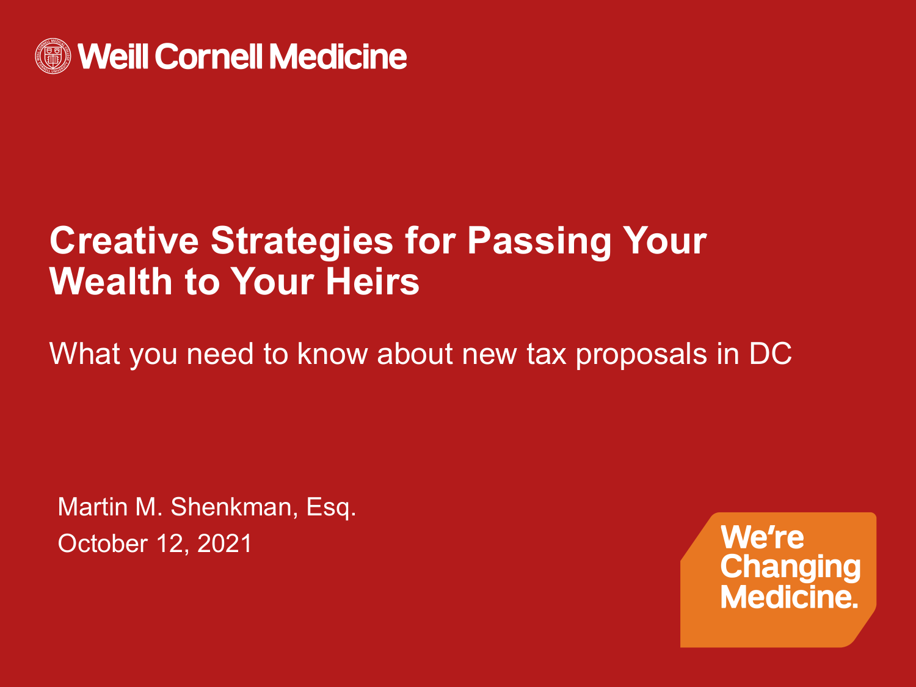Weill Cornell Medicine

# Creative Strategies for Passing Your Wealth to Your Heirs

What you need to know about new tax proposals in DC

Martin M. Shenkman, Esq.

October 12, 2021

We're Changing Medicine.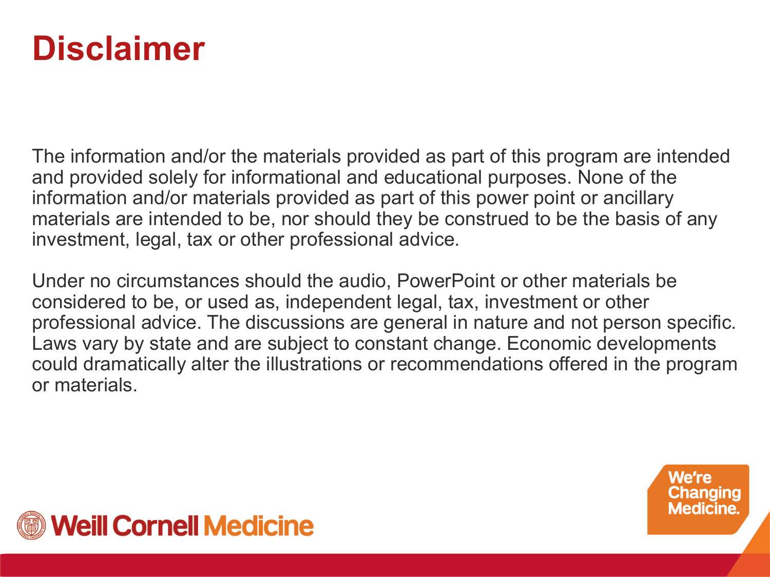# Disclaimer

The information and/or the materials provided as part of this program are intended and provided solely for informational and educational purposes. None of the information and/or materials provided as part of this power point or ancillary materials are intended to be, nor should they be construed to be the basis of any investment, legal, tax or other professional advice.

Under no circumstances should the audio, PowerPoint or other materials be considered to be, or used as, independent legal, tax, investment or other professional advice. The discussions are general in nature and not person specific. Laws vary by state and are subject to constant change. Economic developments could dramatically alter the illustrations or recommendations offered in the program or materials.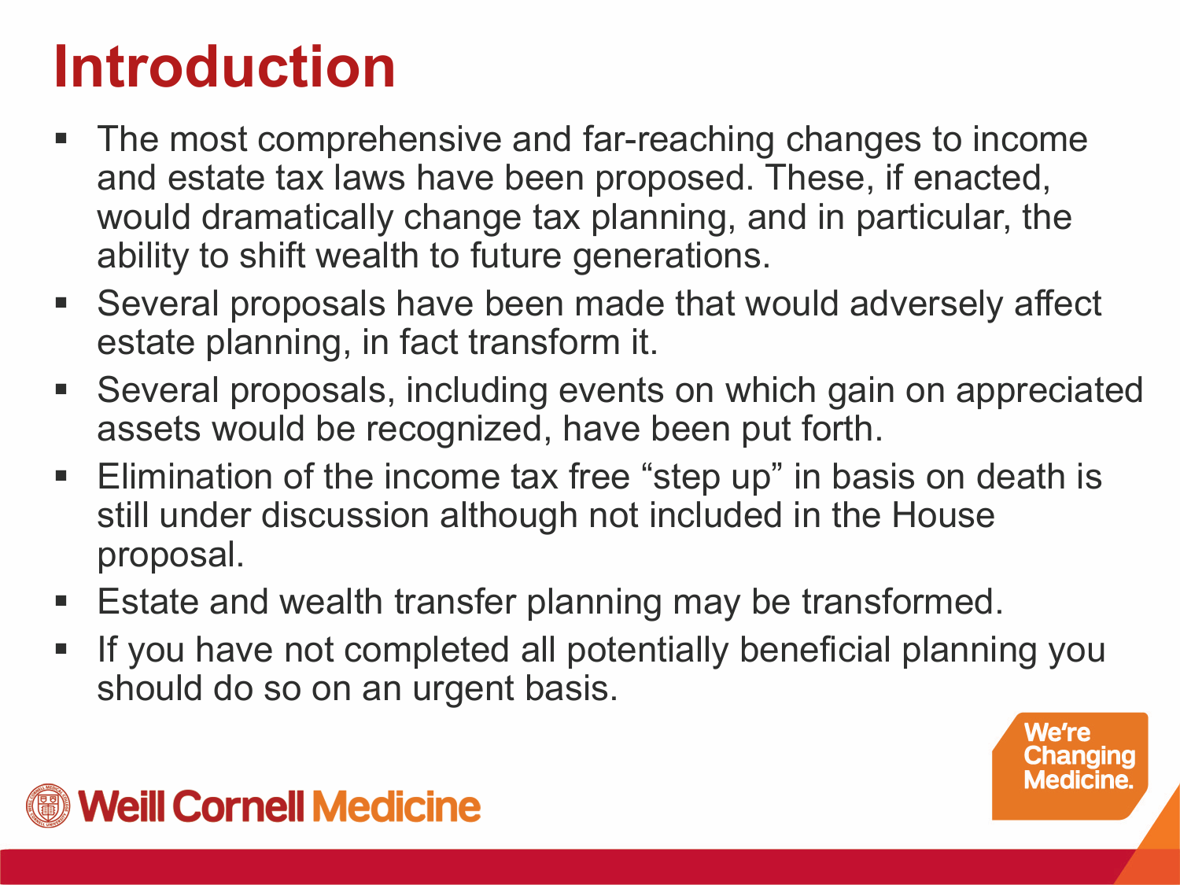# Introduction

- The most comprehensive and far-reaching changes to income and estate tax laws have been proposed. These, if enacted, would dramatically change tax planning, and in particular, the ability to shift wealth to future generations.
- Several proposals have been made that would adversely affect estate planning, in fact transform it.
- Several proposals, including events on which gain on appreciated assets would be recognized, have been put forth.
- Elimination of the income tax free “step up” in basis on death is still under discussion although not included in the House proposal.
- Estate and wealth transfer planning may be transformed.
- If you have not completed all potentially beneficial planning you should do so on an urgent basis.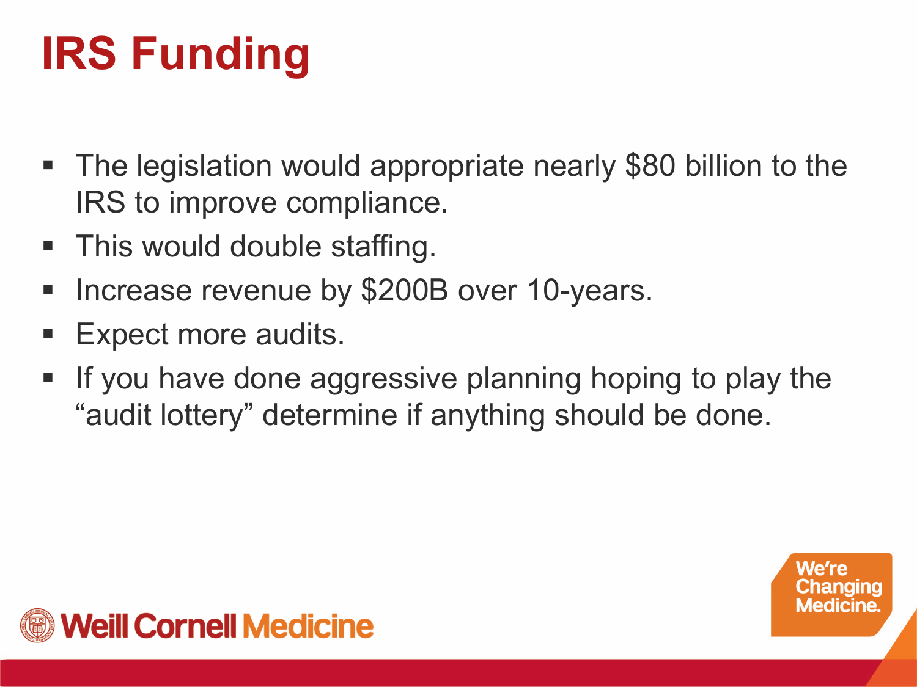# IRS Funding

- The legislation would appropriate nearly $80 billion to the IRS to improve compliance.
- This would double staffing.
- Increase revenue by $200B over 10-years.
- Expect more audits.
- If you have done aggressive planning hoping to play the "audit lottery" determine if anything should be done.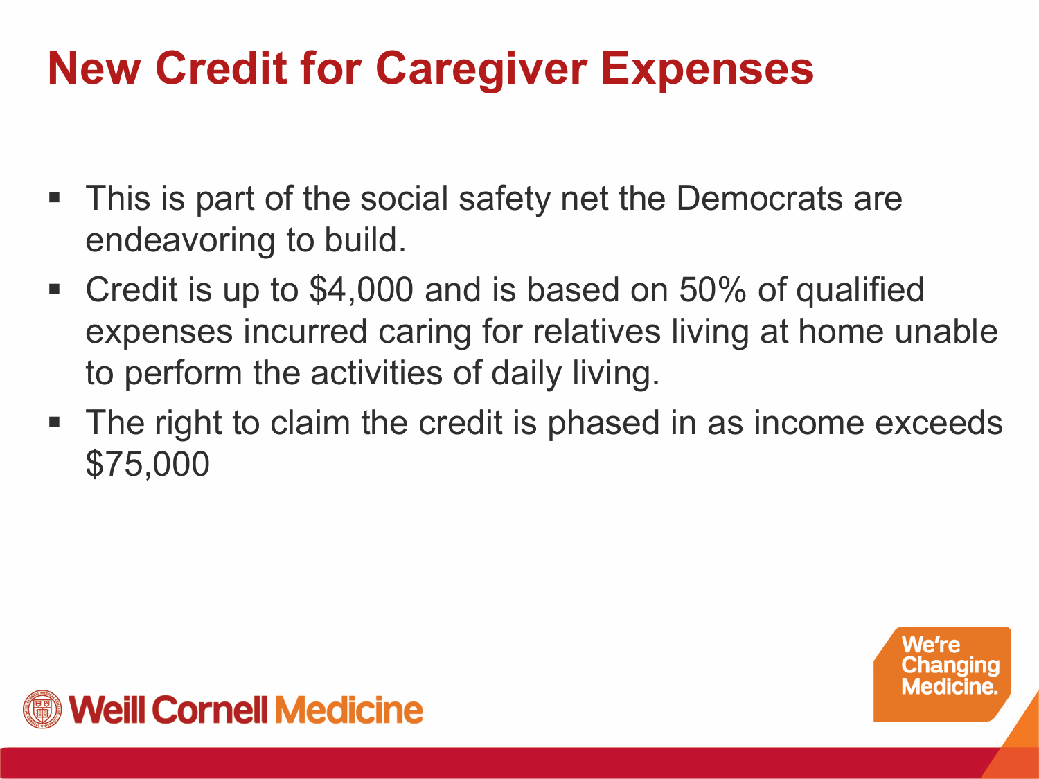# New Credit for Caregiver Expenses

- This is part of the social safety net the Democrats are endeavoring to build.
- Credit is up to $4,000 and is based on 50% of qualified expenses incurred caring for relatives living at home unable to perform the activities of daily living.
- The right to claim the credit is phased in as income exceeds $75,000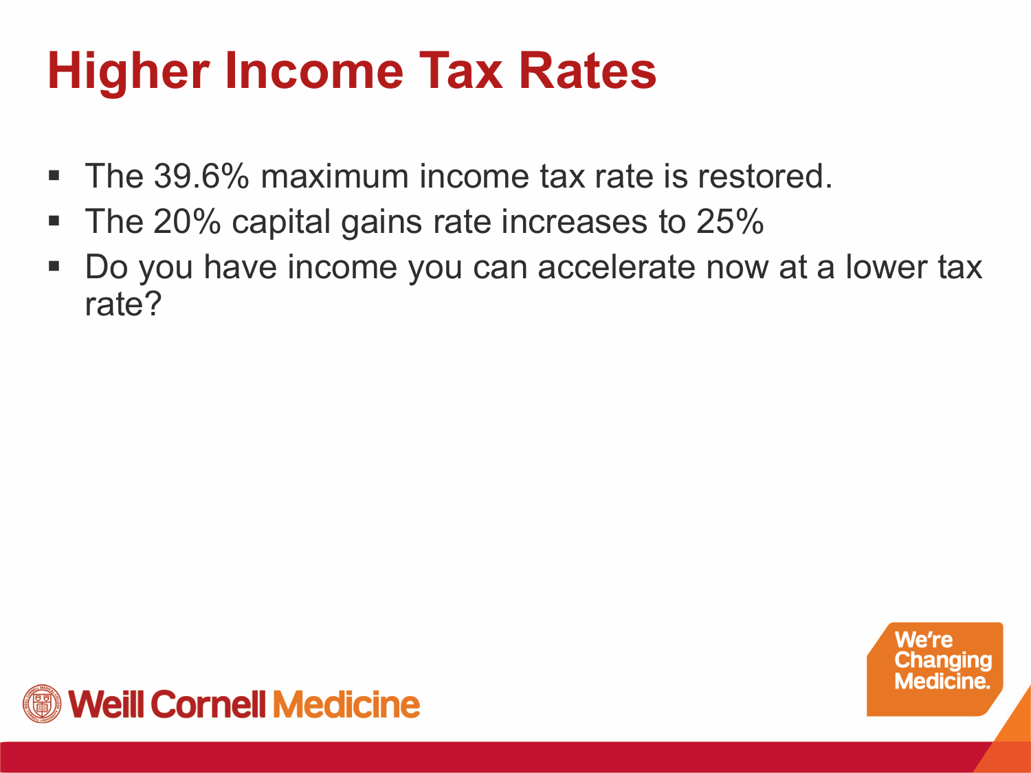# Higher Income Tax Rates

- The 39.6% maximum income tax rate is restored.
- The 20% capital gains rate increases to 25%
- Do you have income you can accelerate now at a lower tax rate?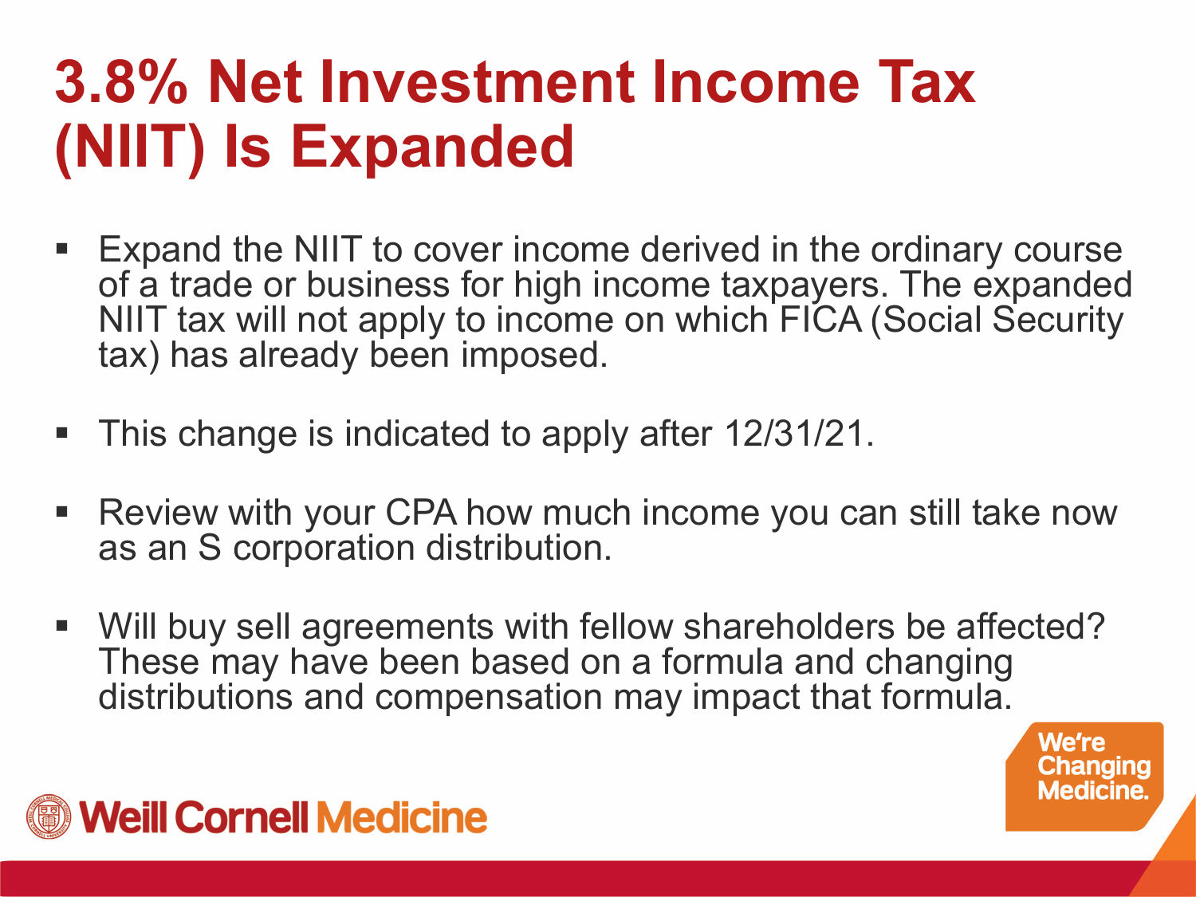# 3.8% Net Investment Income Tax (NIIT) Is Expanded

- Expand the NIIT to cover income derived in the ordinary course of a trade or business for high income taxpayers. The expanded NIIT tax will not apply to income on which FICA (Social Security tax) has already been imposed.

- This change is indicated to apply after 12/31/21.

- Review with your CPA how much income you can still take now as an S corporation distribution.

- Will buy sell agreements with fellow shareholders be affected? These may have been based on a formula and changing distributions and compensation may impact that formula.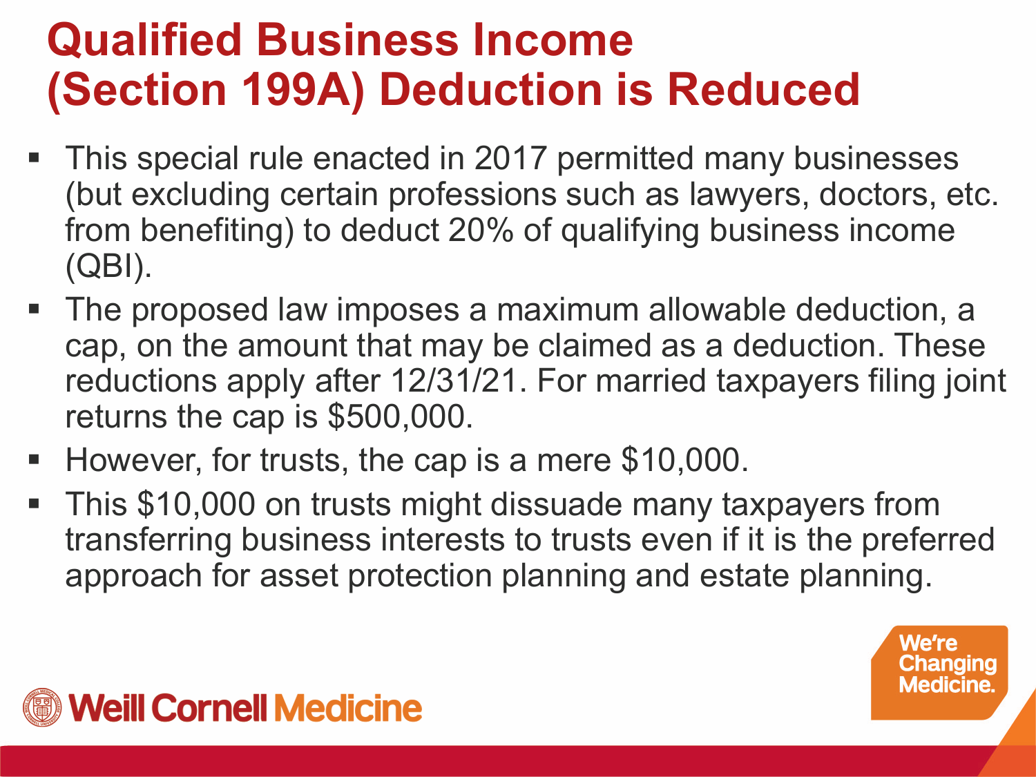# Qualified Business Income (Section 199A) Deduction is Reduced

- This special rule enacted in 2017 permitted many businesses (but excluding certain professions such as lawyers, doctors, etc. from benefiting) to deduct 20% of qualifying business income (QBI).
- The proposed law imposes a maximum allowable deduction, a cap, on the amount that may be claimed as a deduction. These reductions apply after 12/31/21. For married taxpayers filing joint returns the cap is $500,000.
- However, for trusts, the cap is a mere $10,000.
- This $10,000 on trusts might dissuade many taxpayers from transferring business interests to trusts even if it is the preferred approach for asset protection planning and estate planning.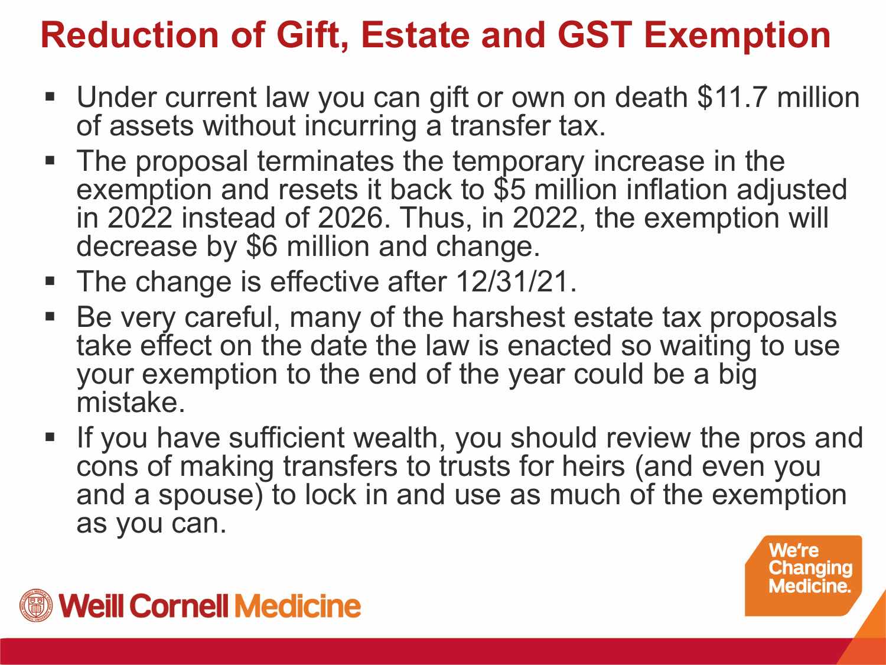# Reduction of Gift, Estate and GST Exemption

- Under current law you can gift or own on death $11.7 million of assets without incurring a transfer tax.
- The proposal terminates the temporary increase in the exemption and resets it back to $5 million inflation adjusted in 2022 instead of 2026. Thus, in 2022, the exemption will decrease by $6 million and change.
- The change is effective after 12/31/21.
- Be very careful, many of the harshest estate tax proposals take effect on the date the law is enacted so waiting to use your exemption to the end of the year could be a big mistake.
- If you have sufficient wealth, you should review the pros and cons of making transfers to trusts for heirs (and even you and a spouse) to lock in and use as much of the exemption as you can.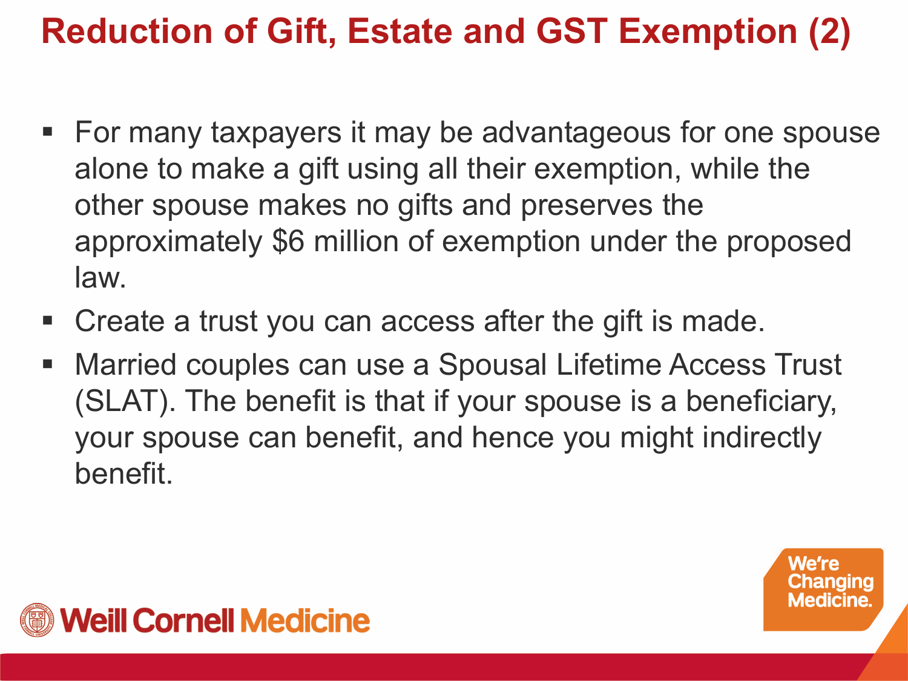# Reduction of Gift, Estate and GST Exemption (2)

- For many taxpayers it may be advantageous for one spouse alone to make a gift using all their exemption, while the other spouse makes no gifts and preserves the approximately $6 million of exemption under the proposed law.
- Create a trust you can access after the gift is made.
- Married couples can use a Spousal Lifetime Access Trust (SLAT). The benefit is that if your spouse is a beneficiary, your spouse can benefit, and hence you might indirectly benefit.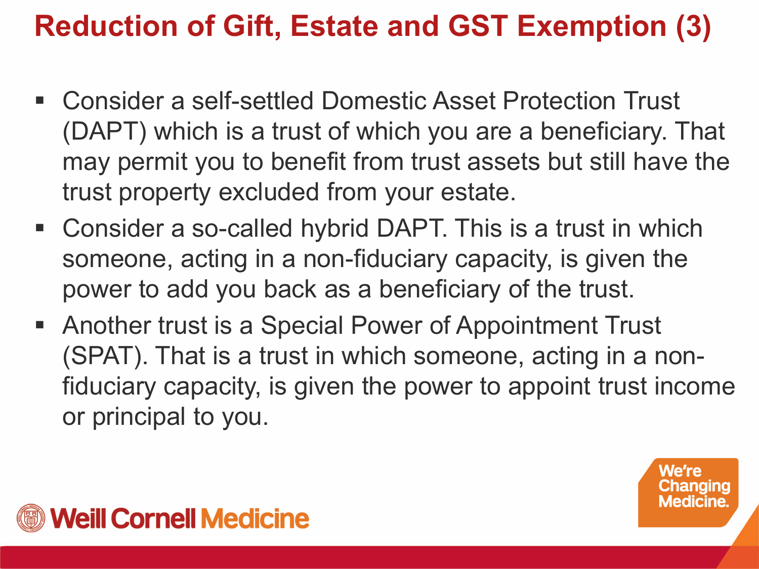# Reduction of Gift, Estate and GST Exemption (3)

- Consider a self-settled Domestic Asset Protection Trust (DAPT) which is a trust of which you are a beneficiary. That may permit you to benefit from trust assets but still have the trust property excluded from your estate.
- Consider a so-called hybrid DAPT. This is a trust in which someone, acting in a non-fiduciary capacity, is given the power to add you back as a beneficiary of the trust.
- Another trust is a Special Power of Appointment Trust (SPAT). That is a trust in which someone, acting in a non-fiduciary capacity, is given the power to appoint trust income or principal to you.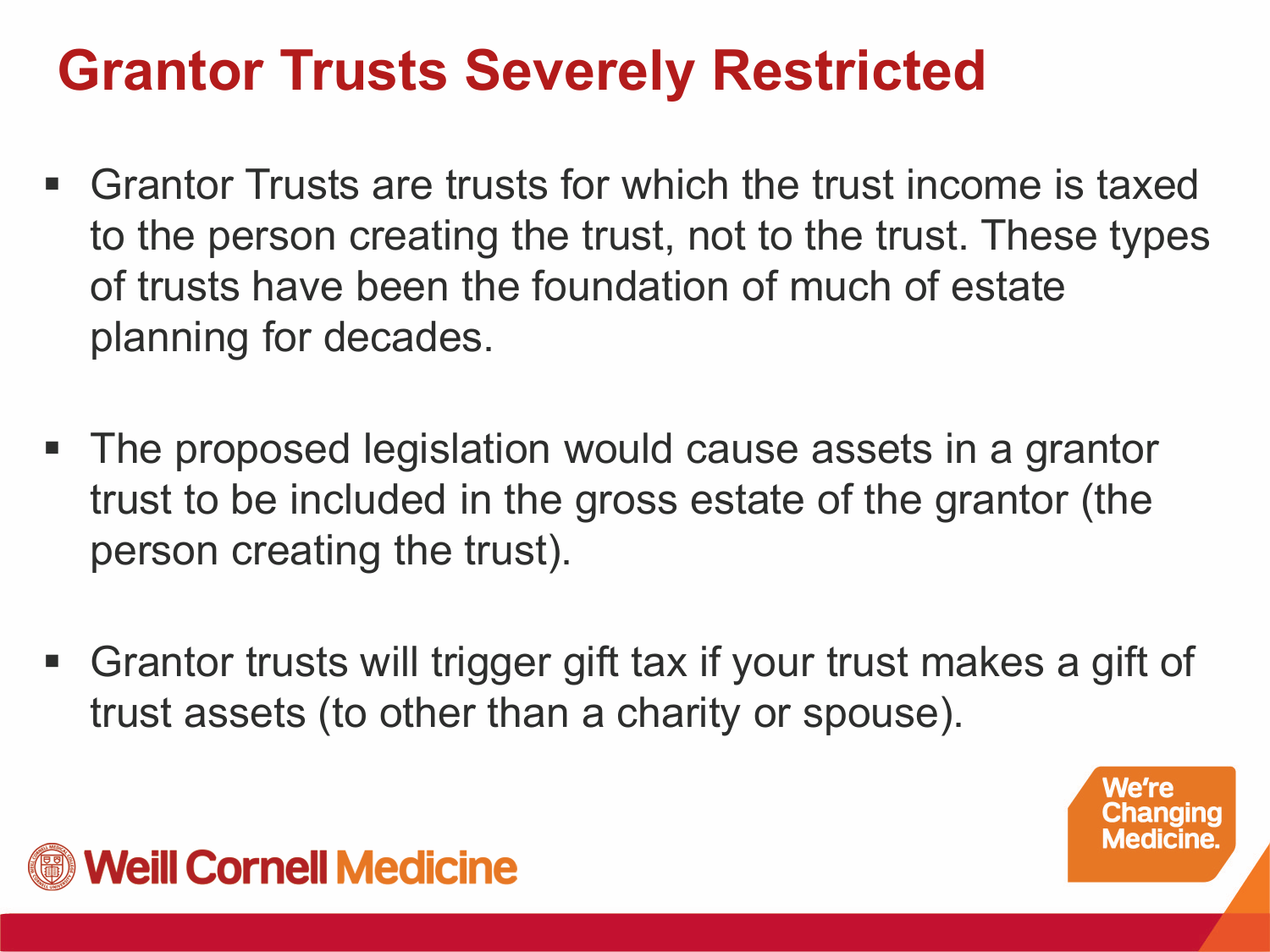# Grantor Trusts Severely Restricted

- Grantor Trusts are trusts for which the trust income is taxed to the person creating the trust, not to the trust. These types of trusts have been the foundation of much of estate planning for decades.
- The proposed legislation would cause assets in a grantor trust to be included in the gross estate of the grantor (the person creating the trust).
- Grantor trusts will trigger gift tax if your trust makes a gift of trust assets (to other than a charity or spouse).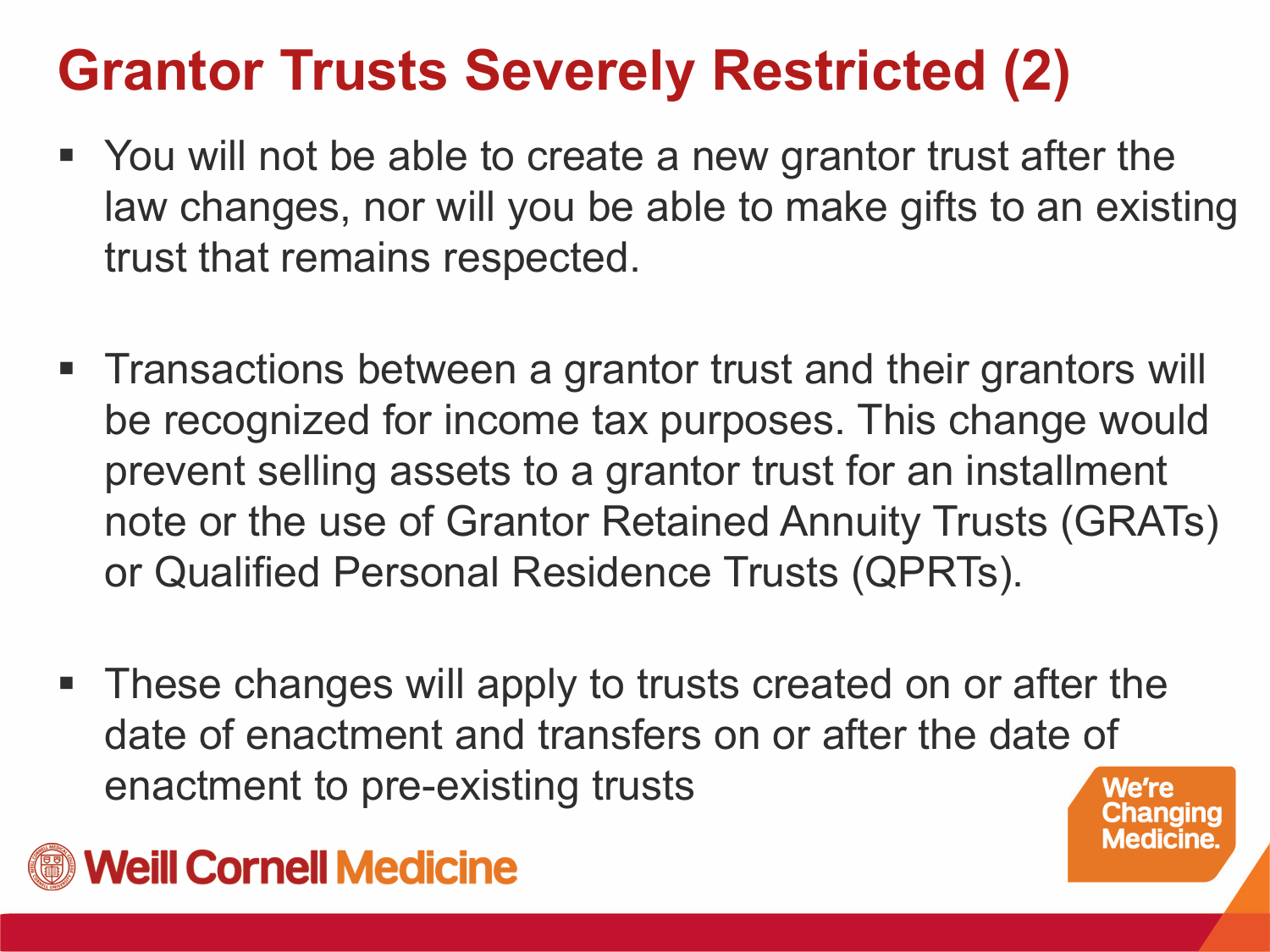# Grantor Trusts Severely Restricted (2)

- You will not be able to create a new grantor trust after the law changes, nor will you be able to make gifts to an existing trust that remains respected.
- Transactions between a grantor trust and their grantors will be recognized for income tax purposes. This change would prevent selling assets to a grantor trust for an installment note or the use of Grantor Retained Annuity Trusts (GRATs) or Qualified Personal Residence Trusts (QPRTs).
- These changes will apply to trusts created on or after the date of enactment and transfers on or after the date of enactment to pre-existing trusts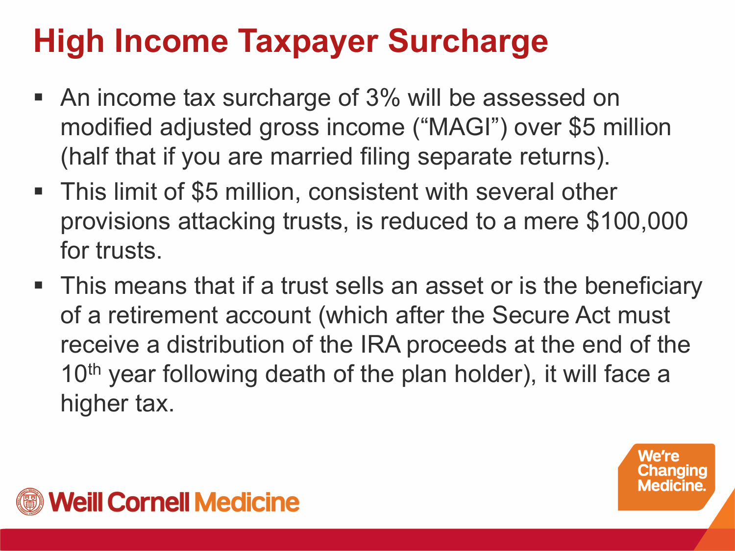# High Income Taxpayer Surcharge

- An income tax surcharge of 3% will be assessed on modified adjusted gross income (“MAGI”) over $5 million (half that if you are married filing separate returns).
- This limit of $5 million, consistent with several other provisions attacking trusts, is reduced to a mere $100,000 for trusts.
- This means that if a trust sells an asset or is the beneficiary of a retirement account (which after the Secure Act must receive a distribution of the IRA proceeds at the end of the 10th year following death of the plan holder), it will face a higher tax.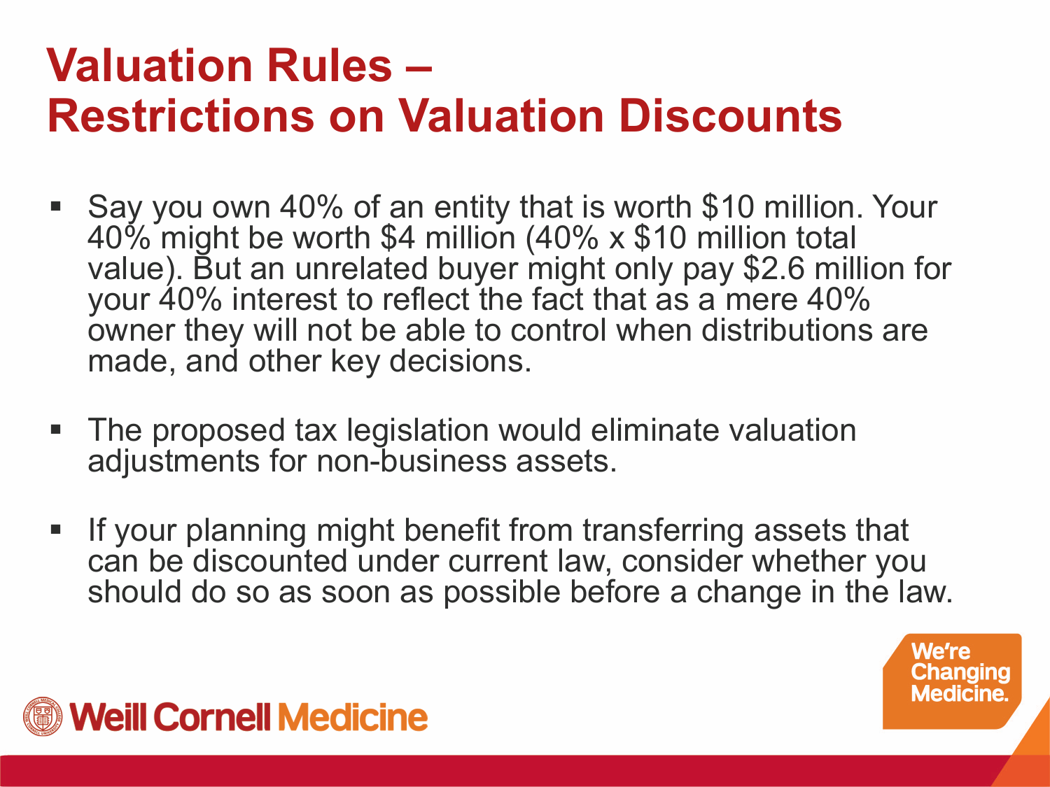# Valuation Rules – Restrictions on Valuation Discounts

- Say you own 40% of an entity that is worth $10 million. Your 40% might be worth $4 million (40% x $10 million total value). But an unrelated buyer might only pay $2.6 million for your 40% interest to reflect the fact that as a mere 40% owner they will not be able to control when distributions are made, and other key decisions.

- The proposed tax legislation would eliminate valuation adjustments for non-business assets.

- If your planning might benefit from transferring assets that can be discounted under current law, consider whether you should do so as soon as possible before a change in the law.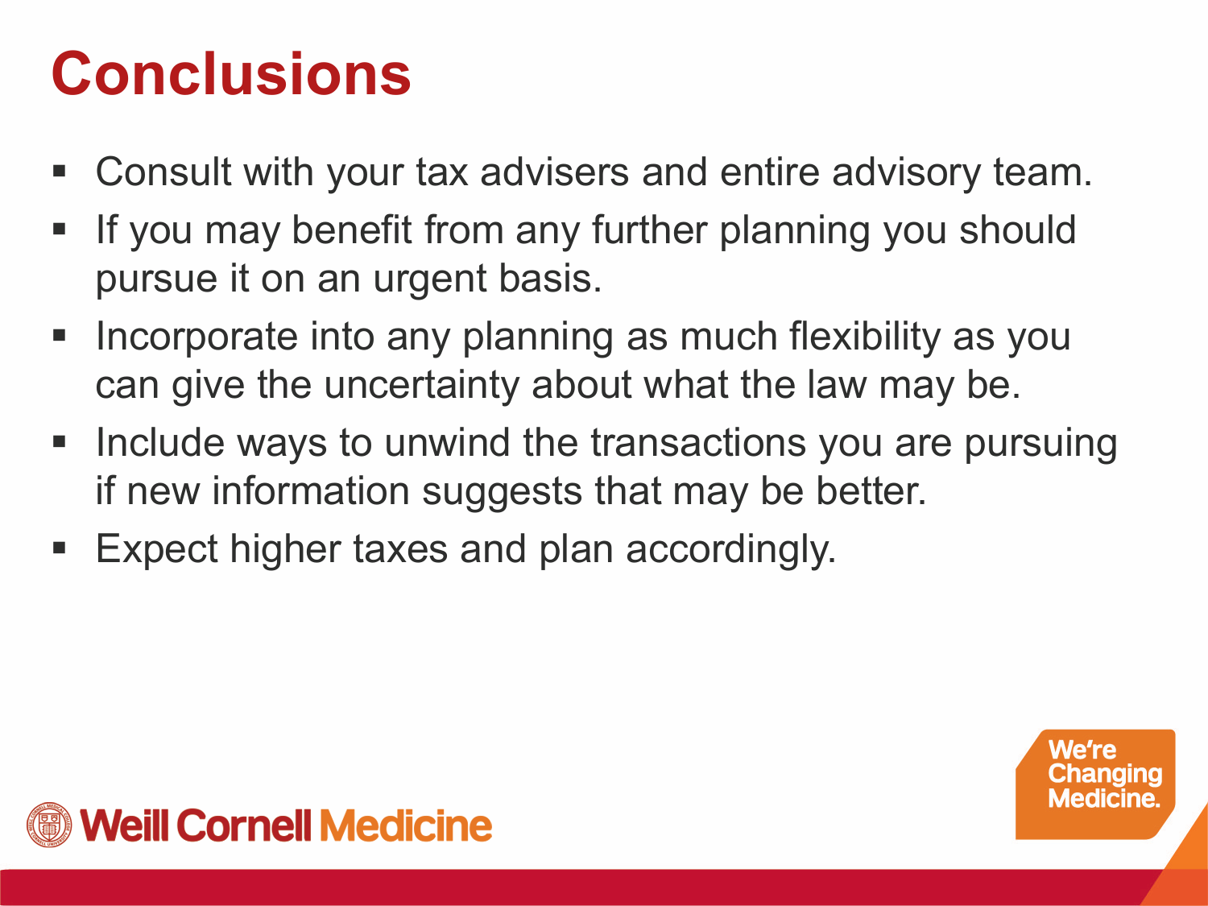# Conclusions

- Consult with your tax advisers and entire advisory team.
- If you may benefit from any further planning you should pursue it on an urgent basis.
- Incorporate into any planning as much flexibility as you can give the uncertainty about what the law may be.
- Include ways to unwind the transactions you are pursuing if new information suggests that may be better.
- Expect higher taxes and plan accordingly.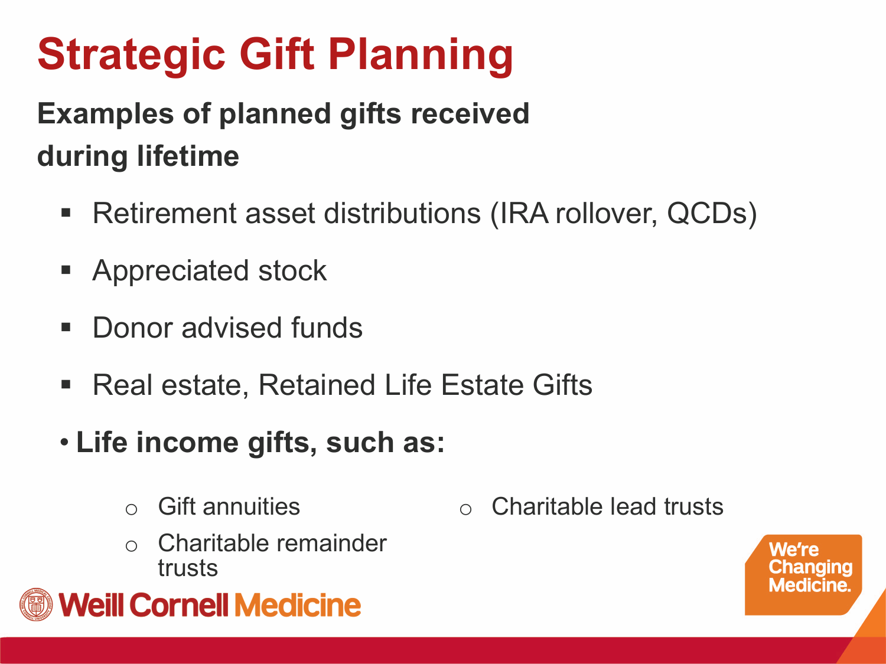# Strategic Gift Planning

**Examples of planned gifts received during lifetime**

- Retirement asset distributions (IRA rollover, QCDs)
- Appreciated stock
- Donor advised funds
- Real estate, Retained Life Estate Gifts
- **Life income gifts, such as:**
  - Gift annuities
  - Charitable remainder trusts
  - Charitable lead trusts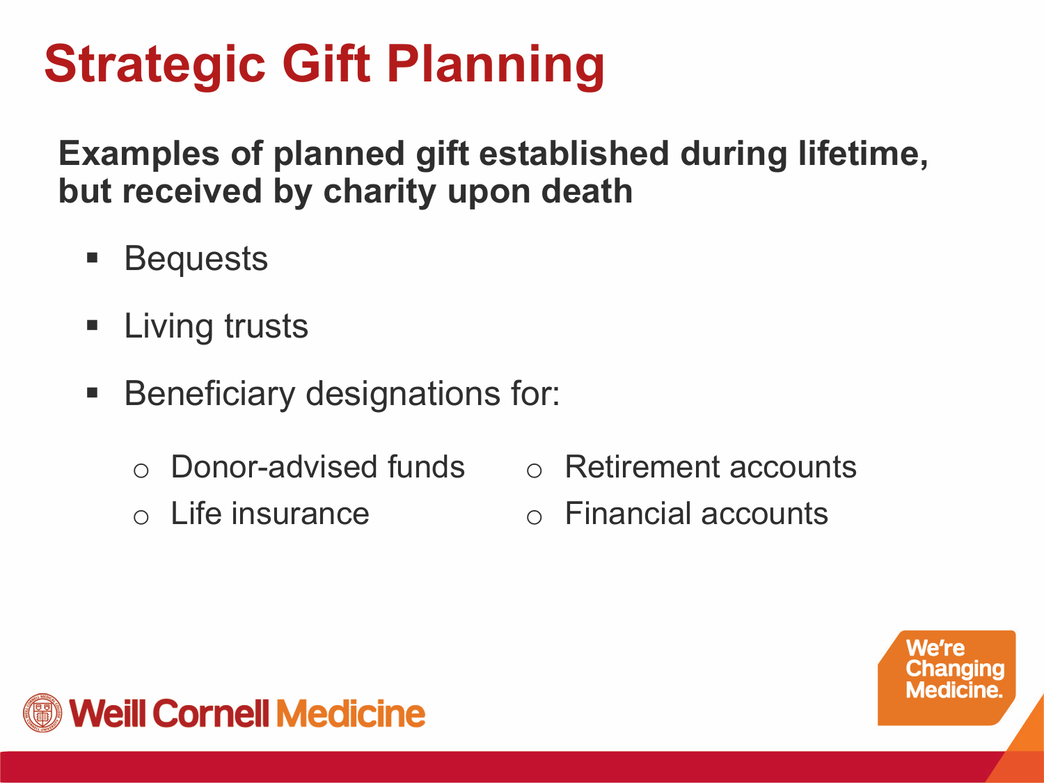# Strategic Gift Planning

**Examples of planned gift established during lifetime, but received by charity upon death**

- Bequests
- Living trusts
- Beneficiary designations for:
  - Donor-advised funds
  - Life insurance
  - Retirement accounts
  - Financial accounts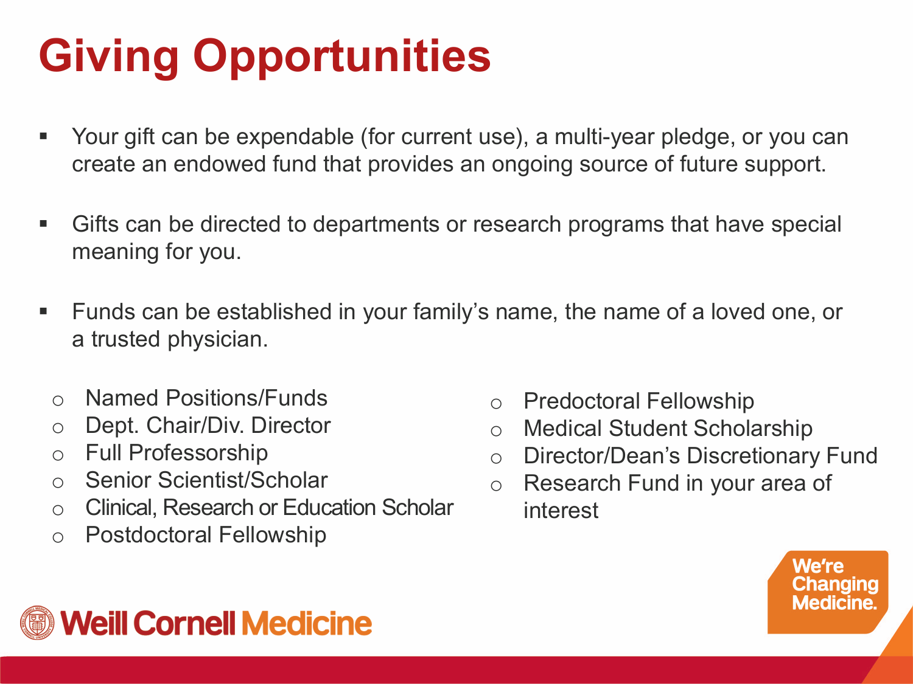# Giving Opportunities

- Your gift can be expendable (for current use), a multi-year pledge, or you can create an endowed fund that provides an ongoing source of future support.

- Gifts can be directed to departments or research programs that have special meaning for you.

- Funds can be established in your family's name, the name of a loved one, or a trusted physician.

  - Named Positions/Funds
  - Dept. Chair/Div. Director
  - Full Professorship
  - Senior Scientist/Scholar
  - Clinical, Research or Education Scholar
  - Postdoctoral Fellowship
  - Predoctoral Fellowship
  - Medical Student Scholarship
  - Director/Dean's Discretionary Fund
  - Research Fund in your area of interest

Weill Cornell Medicine

We're Changing Medicine.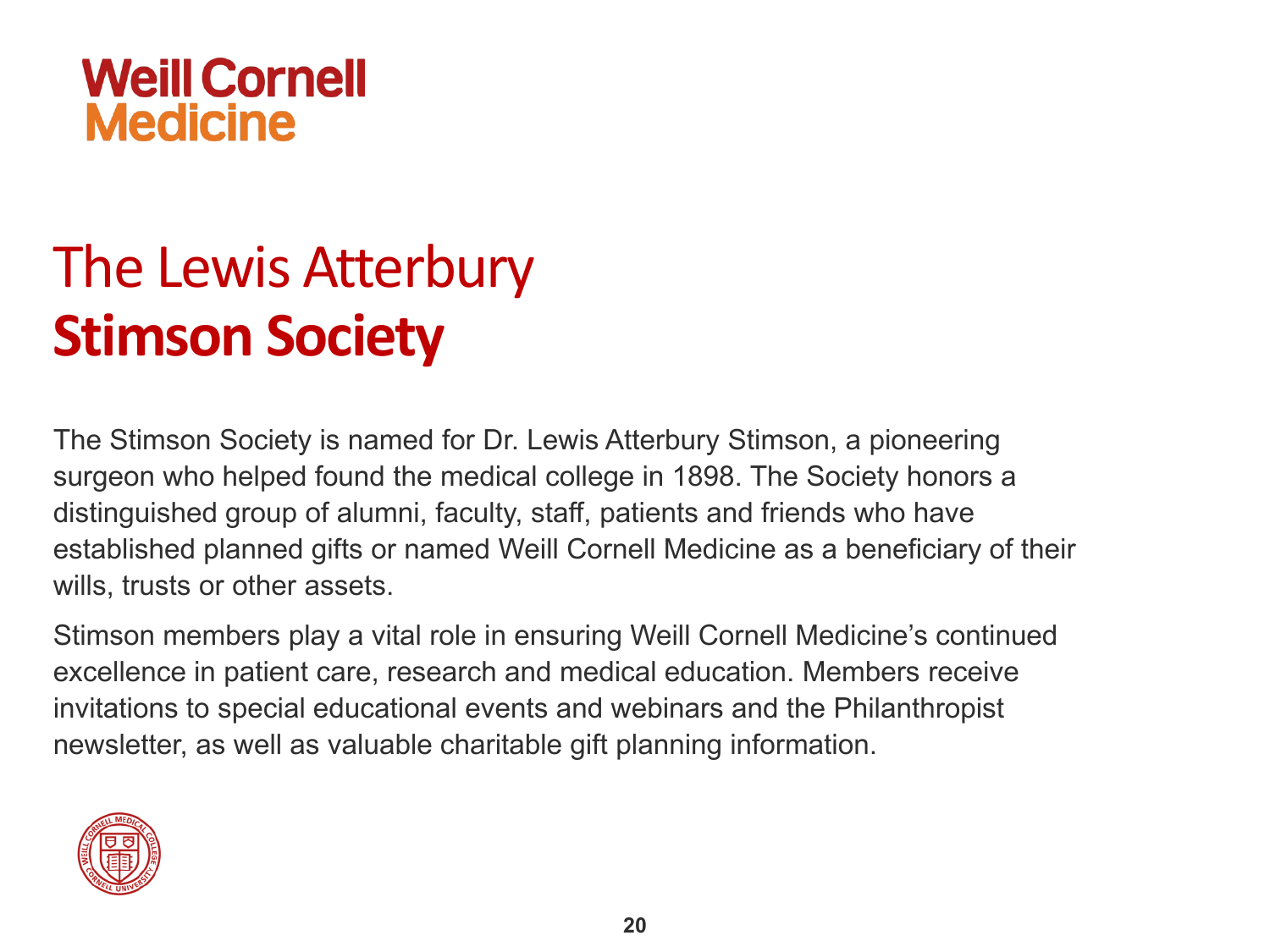Weill Cornell Medicine

# The Lewis Atterbury **Stimson Society**

The Stimson Society is named for Dr. Lewis Atterbury Stimson, a pioneering surgeon who helped found the medical college in 1898. The Society honors a distinguished group of alumni, faculty, staff, patients and friends who have established planned gifts or named Weill Cornell Medicine as a beneficiary of their wills, trusts or other assets.

Stimson members play a vital role in ensuring Weill Cornell Medicine's continued excellence in patient care, research and medical education. Members receive invitations to special educational events and webinars and the Philanthropist newsletter, as well as valuable charitable gift planning information.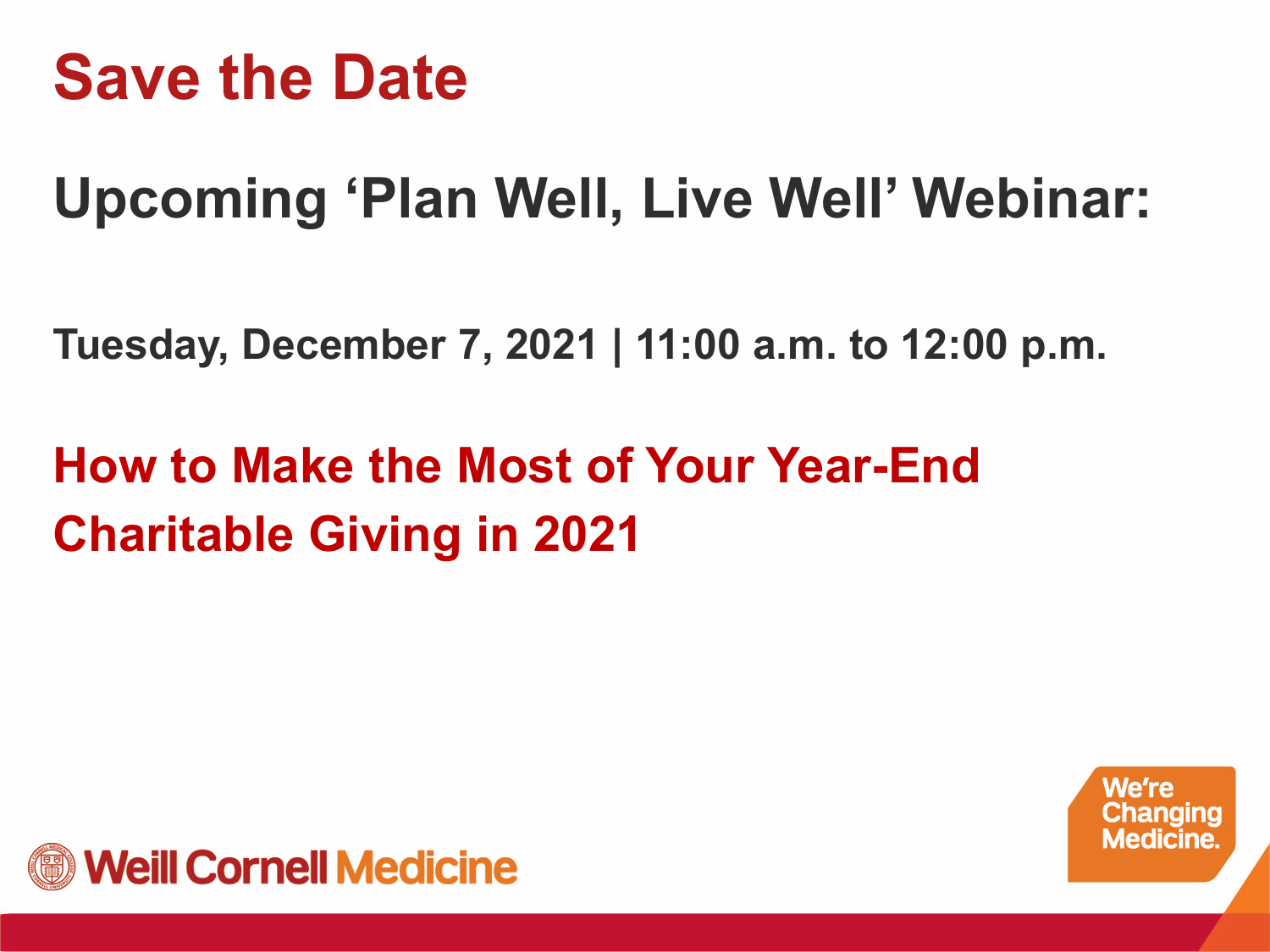# Save the Date

## Upcoming 'Plan Well, Live Well' Webinar:

**Tuesday, December 7, 2021 | 11:00 a.m. to 12:00 p.m.**

## How to Make the Most of Your Year-End Charitable Giving in 2021

Weill Cornell Medicine

We're Changing Medicine.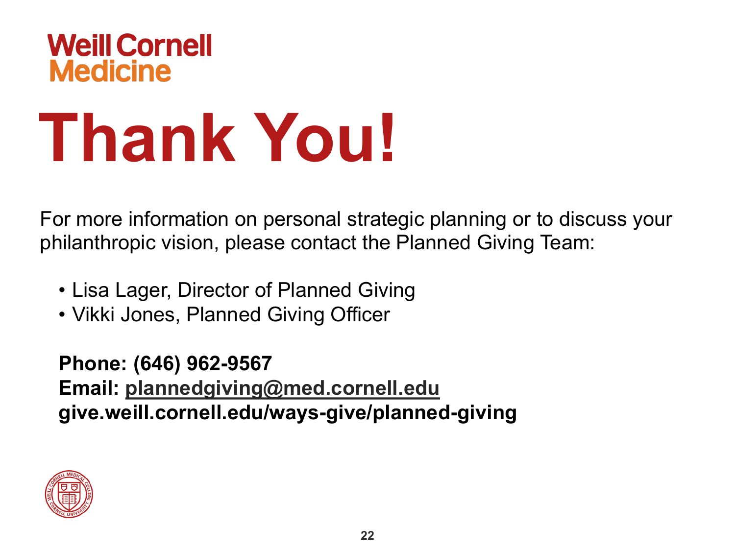Weill Cornell Medicine

# Thank You!

For more information on personal strategic planning or to discuss your philanthropic vision, please contact the Planned Giving Team:

- Lisa Lager, Director of Planned Giving
- Vikki Jones, Planned Giving Officer

**Phone: (646) 962-9567**
**Email: plannedgiving@med.cornell.edu**
**give.weill.cornell.edu/ways-give/planned-giving**